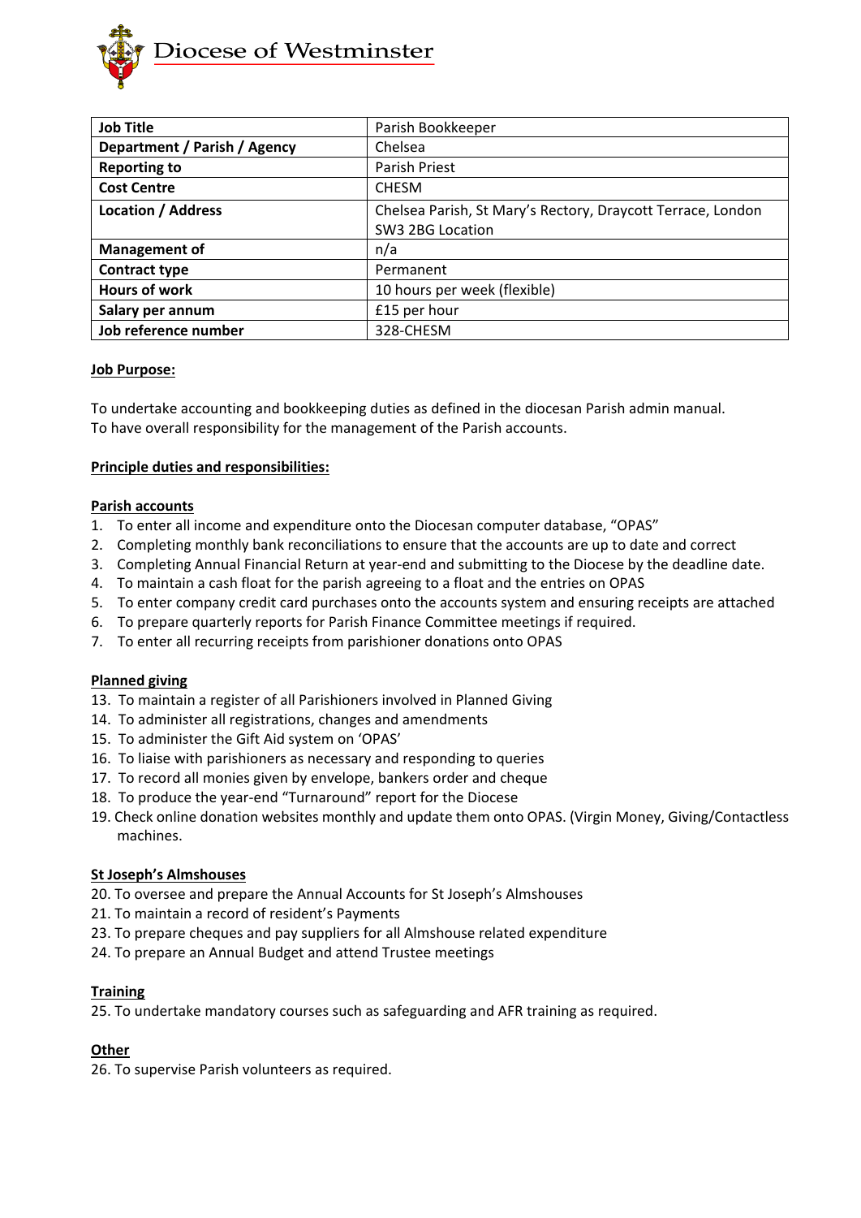Diocese of Westminster

| Job Title | Parish Bookkeeper |
| --- | --- |
| Department / Parish / Agency | Chelsea |
| Reporting to | Parish Priest |
| Cost Centre | CHESM |
| Location / Address | Chelsea Parish, St Mary's Rectory, Draycott Terrace, London SW3 2BG Location |
| Management of | n/a |
| Contract type | Permanent |
| Hours of work | 10 hours per week (flexible) |
| Salary per annum | £15 per hour |
| Job reference number | 328-CHESM |

**Job Purpose:**

To undertake accounting and bookkeeping duties as defined in the diocesan Parish admin manual.
To have overall responsibility for the management of the Parish accounts.

**Principle duties and responsibilities:**

**Parish accounts**

1. To enter all income and expenditure onto the Diocesan computer database, "OPAS"
2. Completing monthly bank reconciliations to ensure that the accounts are up to date and correct
3. Completing Annual Financial Return at year-end and submitting to the Diocese by the deadline date.
4. To maintain a cash float for the parish agreeing to a float and the entries on OPAS
5. To enter company credit card purchases onto the accounts system and ensuring receipts are attached
6. To prepare quarterly reports for Parish Finance Committee meetings if required.
7. To enter all recurring receipts from parishioner donations onto OPAS

**Planned giving**

13. To maintain a register of all Parishioners involved in Planned Giving
14. To administer all registrations, changes and amendments
15. To administer the Gift Aid system on 'OPAS'
16. To liaise with parishioners as necessary and responding to queries
17. To record all monies given by envelope, bankers order and cheque
18. To produce the year-end "Turnaround" report for the Diocese
19. Check online donation websites monthly and update them onto OPAS. (Virgin Money, Giving/Contactless machines.

**St Joseph's Almshouses**

20. To oversee and prepare the Annual Accounts for St Joseph's Almshouses
21. To maintain a record of resident's Payments
23. To prepare cheques and pay suppliers for all Almshouse related expenditure
24. To prepare an Annual Budget and attend Trustee meetings

**Training**

25. To undertake mandatory courses such as safeguarding and AFR training as required.

**Other**

26. To supervise Parish volunteers as required.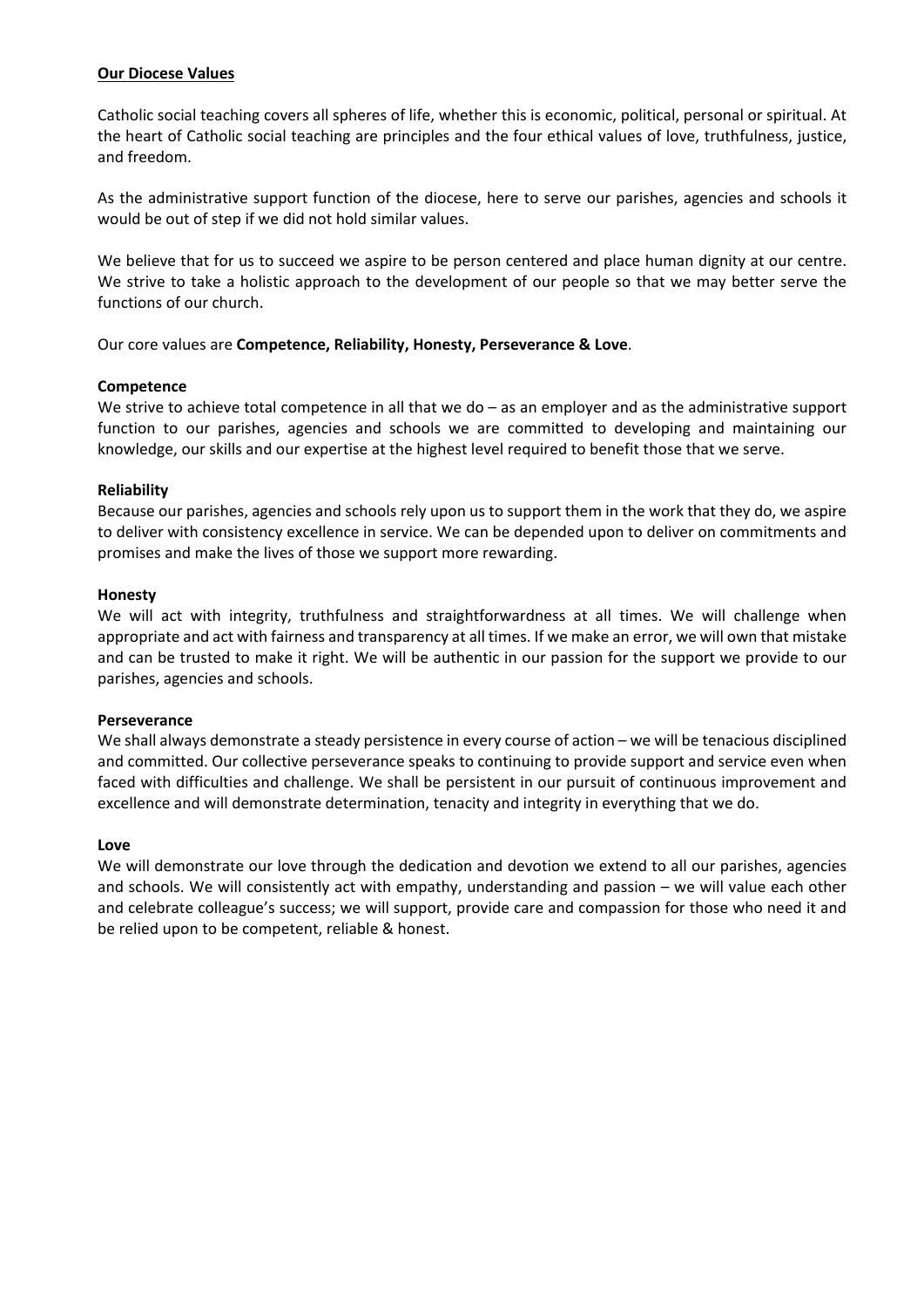## Our Diocese Values

Catholic social teaching covers all spheres of life, whether this is economic, political, personal or spiritual. At the heart of Catholic social teaching are principles and the four ethical values of love, truthfulness, justice, and freedom.

As the administrative support function of the diocese, here to serve our parishes, agencies and schools it would be out of step if we did not hold similar values.

We believe that for us to succeed we aspire to be person centered and place human dignity at our centre. We strive to take a holistic approach to the development of our people so that we may better serve the functions of our church.

Our core values are **Competence, Reliability, Honesty, Perseverance & Love**.

### Competence

We strive to achieve total competence in all that we do – as an employer and as the administrative support function to our parishes, agencies and schools we are committed to developing and maintaining our knowledge, our skills and our expertise at the highest level required to benefit those that we serve.

### Reliability

Because our parishes, agencies and schools rely upon us to support them in the work that they do, we aspire to deliver with consistency excellence in service. We can be depended upon to deliver on commitments and promises and make the lives of those we support more rewarding.

### Honesty

We will act with integrity, truthfulness and straightforwardness at all times. We will challenge when appropriate and act with fairness and transparency at all times. If we make an error, we will own that mistake and can be trusted to make it right. We will be authentic in our passion for the support we provide to our parishes, agencies and schools.

### Perseverance

We shall always demonstrate a steady persistence in every course of action – we will be tenacious disciplined and committed. Our collective perseverance speaks to continuing to provide support and service even when faced with difficulties and challenge. We shall be persistent in our pursuit of continuous improvement and excellence and will demonstrate determination, tenacity and integrity in everything that we do.

### Love

We will demonstrate our love through the dedication and devotion we extend to all our parishes, agencies and schools. We will consistently act with empathy, understanding and passion – we will value each other and celebrate colleague's success; we will support, provide care and compassion for those who need it and be relied upon to be competent, reliable & honest.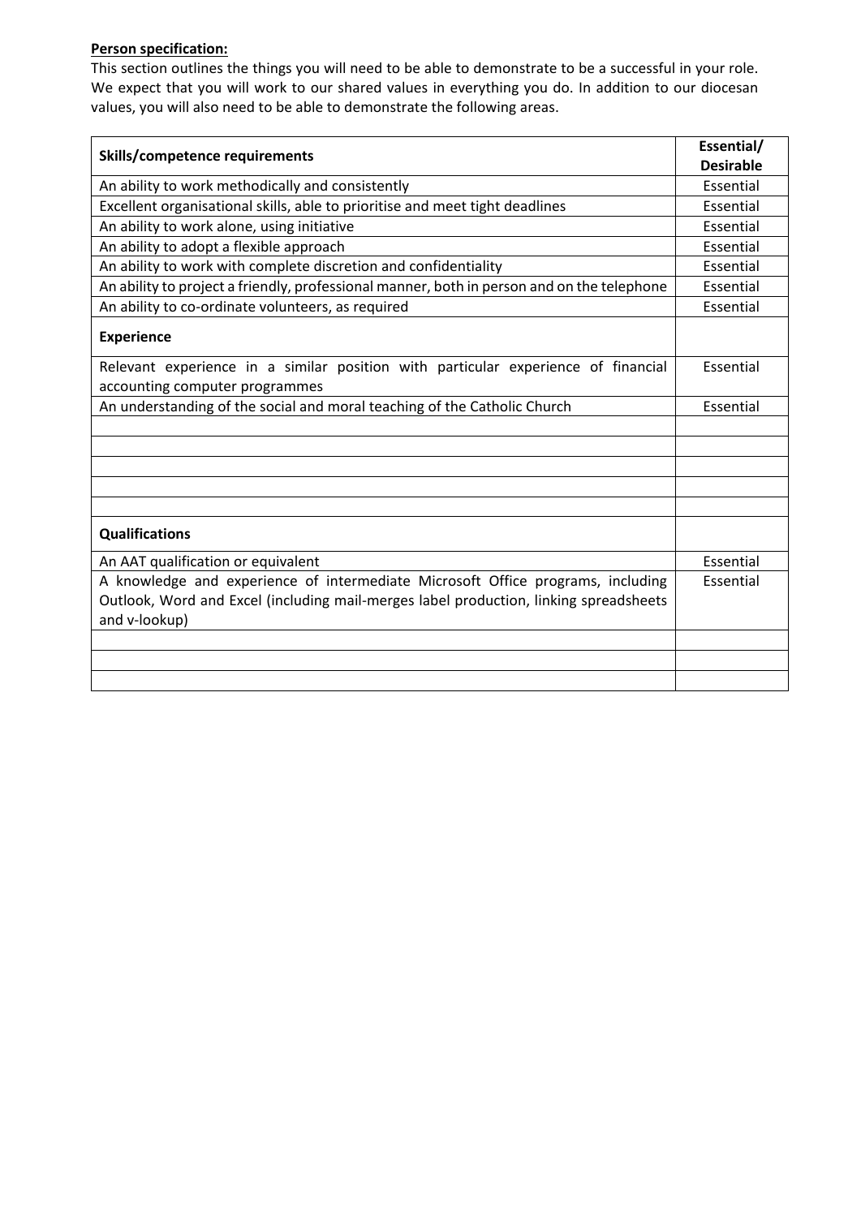**Person specification:**

This section outlines the things you will need to be able to demonstrate to be a successful in your role. We expect that you will work to our shared values in everything you do. In addition to our diocesan values, you will also need to be able to demonstrate the following areas.

| **Skills/competence requirements** | **Essential/ Desirable** |
|---|---|
| An ability to work methodically and consistently | Essential |
| Excellent organisational skills, able to prioritise and meet tight deadlines | Essential |
| An ability to work alone, using initiative | Essential |
| An ability to adopt a flexible approach | Essential |
| An ability to work with complete discretion and confidentiality | Essential |
| An ability to project a friendly, professional manner, both in person and on the telephone | Essential |
| An ability to co-ordinate volunteers, as required | Essential |
| **Experience** | |
| Relevant experience in a similar position with particular experience of financial accounting computer programmes | Essential |
| An understanding of the social and moral teaching of the Catholic Church | Essential |
| | |
| | |
| | |
| | |
| | |
| **Qualifications** | |
| An AAT qualification or equivalent | Essential |
| A knowledge and experience of intermediate Microsoft Office programs, including Outlook, Word and Excel (including mail-merges label production, linking spreadsheets and v-lookup) | Essential |
| | |
| | |
| | |